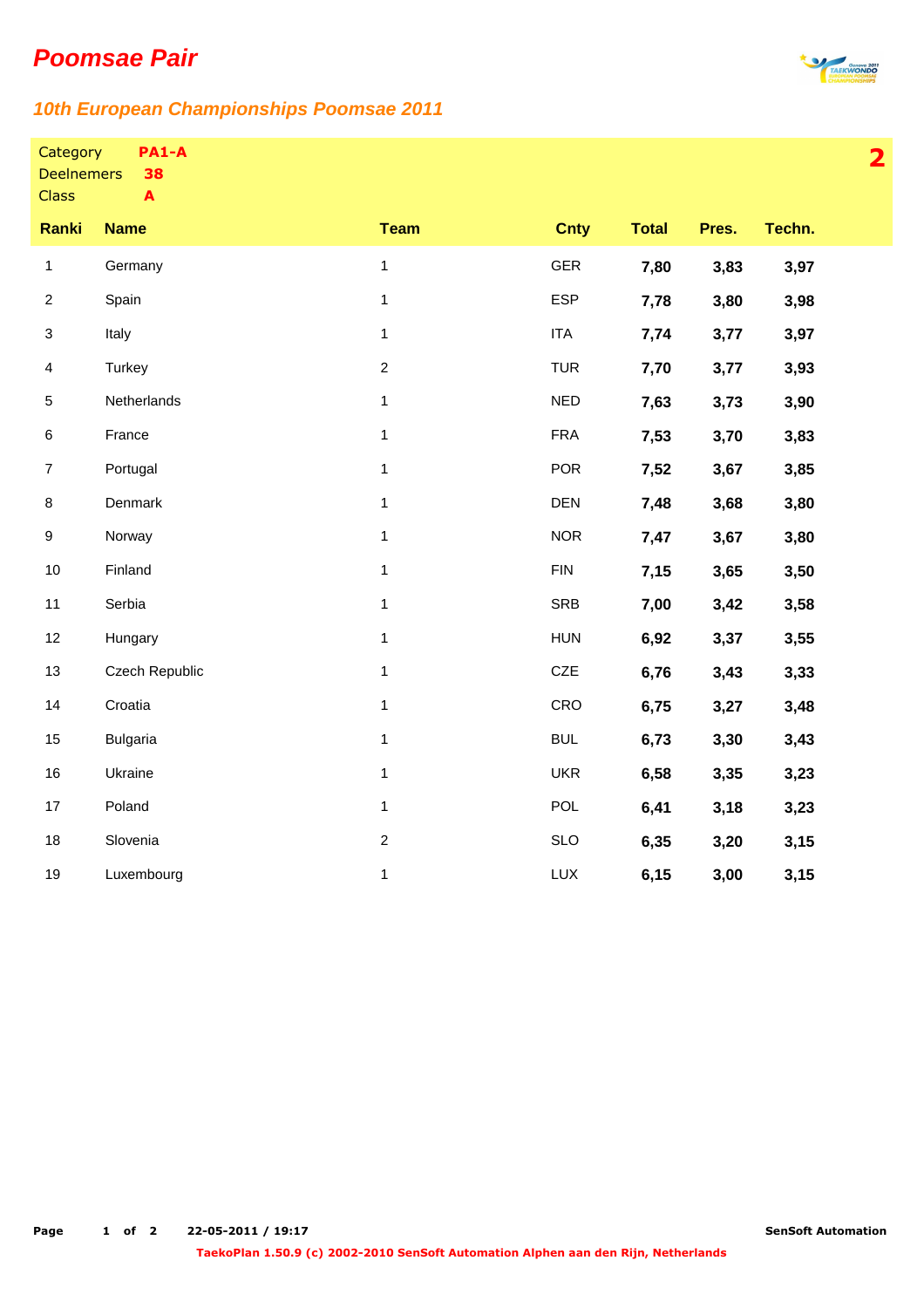# Poomsae Pair

## 10th European Championships Poomsae 2011

Category **PA1-A**
Deelnemers **38**
Class **A**

**2**

| Ranki | Name | Team | Cnty | Total | Pres. | Techn. |
|---|---|---|---|---|---|---|
| 1 | Germany | 1 | GER | **7,80** | **3,83** | **3,97** |
| 2 | Spain | 1 | ESP | **7,78** | **3,80** | **3,98** |
| 3 | Italy | 1 | ITA | **7,74** | **3,77** | **3,97** |
| 4 | Turkey | 2 | TUR | **7,70** | **3,77** | **3,93** |
| 5 | Netherlands | 1 | NED | **7,63** | **3,73** | **3,90** |
| 6 | France | 1 | FRA | **7,53** | **3,70** | **3,83** |
| 7 | Portugal | 1 | POR | **7,52** | **3,67** | **3,85** |
| 8 | Denmark | 1 | DEN | **7,48** | **3,68** | **3,80** |
| 9 | Norway | 1 | NOR | **7,47** | **3,67** | **3,80** |
| 10 | Finland | 1 | FIN | **7,15** | **3,65** | **3,50** |
| 11 | Serbia | 1 | SRB | **7,00** | **3,42** | **3,58** |
| 12 | Hungary | 1 | HUN | **6,92** | **3,37** | **3,55** |
| 13 | Czech Republic | 1 | CZE | **6,76** | **3,43** | **3,33** |
| 14 | Croatia | 1 | CRO | **6,75** | **3,27** | **3,48** |
| 15 | Bulgaria | 1 | BUL | **6,73** | **3,30** | **3,43** |
| 16 | Ukraine | 1 | UKR | **6,58** | **3,35** | **3,23** |
| 17 | Poland | 1 | POL | **6,41** | **3,18** | **3,23** |
| 18 | Slovenia | 2 | SLO | **6,35** | **3,20** | **3,15** |
| 19 | Luxembourg | 1 | LUX | **6,15** | **3,00** | **3,15** |

22-05-2011 / 19:17

TaekoPlan 1.50.9 (c) 2002-2010 SenSoft Automation Alphen aan den Rijn, Netherlands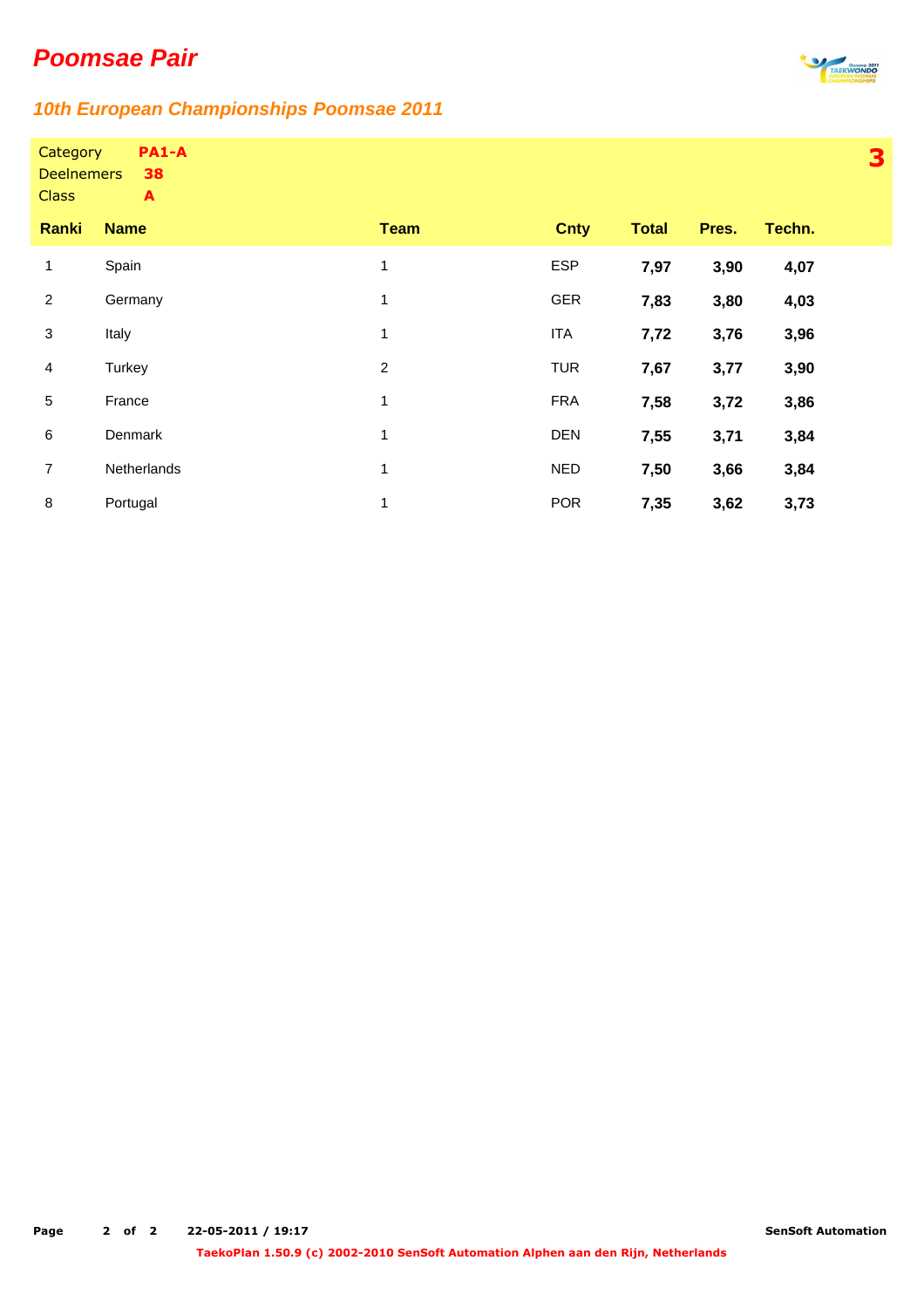# Poomsae Pair

## 10th European Championships Poomsae 2011

Category **PA1-A**
Deelnemers **38**
Class **A**

**3**

| Ranki | Name | Team | Cnty | Total | Pres. | Techn. |
|---|---|---|---|---|---|---|
| 1 | Spain | 1 | ESP | **7,97** | **3,90** | **4,07** |
| 2 | Germany | 1 | GER | **7,83** | **3,80** | **4,03** |
| 3 | Italy | 1 | ITA | **7,72** | **3,76** | **3,96** |
| 4 | Turkey | 2 | TUR | **7,67** | **3,77** | **3,90** |
| 5 | France | 1 | FRA | **7,58** | **3,72** | **3,86** |
| 6 | Denmark | 1 | DEN | **7,55** | **3,71** | **3,84** |
| 7 | Netherlands | 1 | NED | **7,50** | **3,66** | **3,84** |
| 8 | Portugal | 1 | POR | **7,35** | **3,62** | **3,73** |